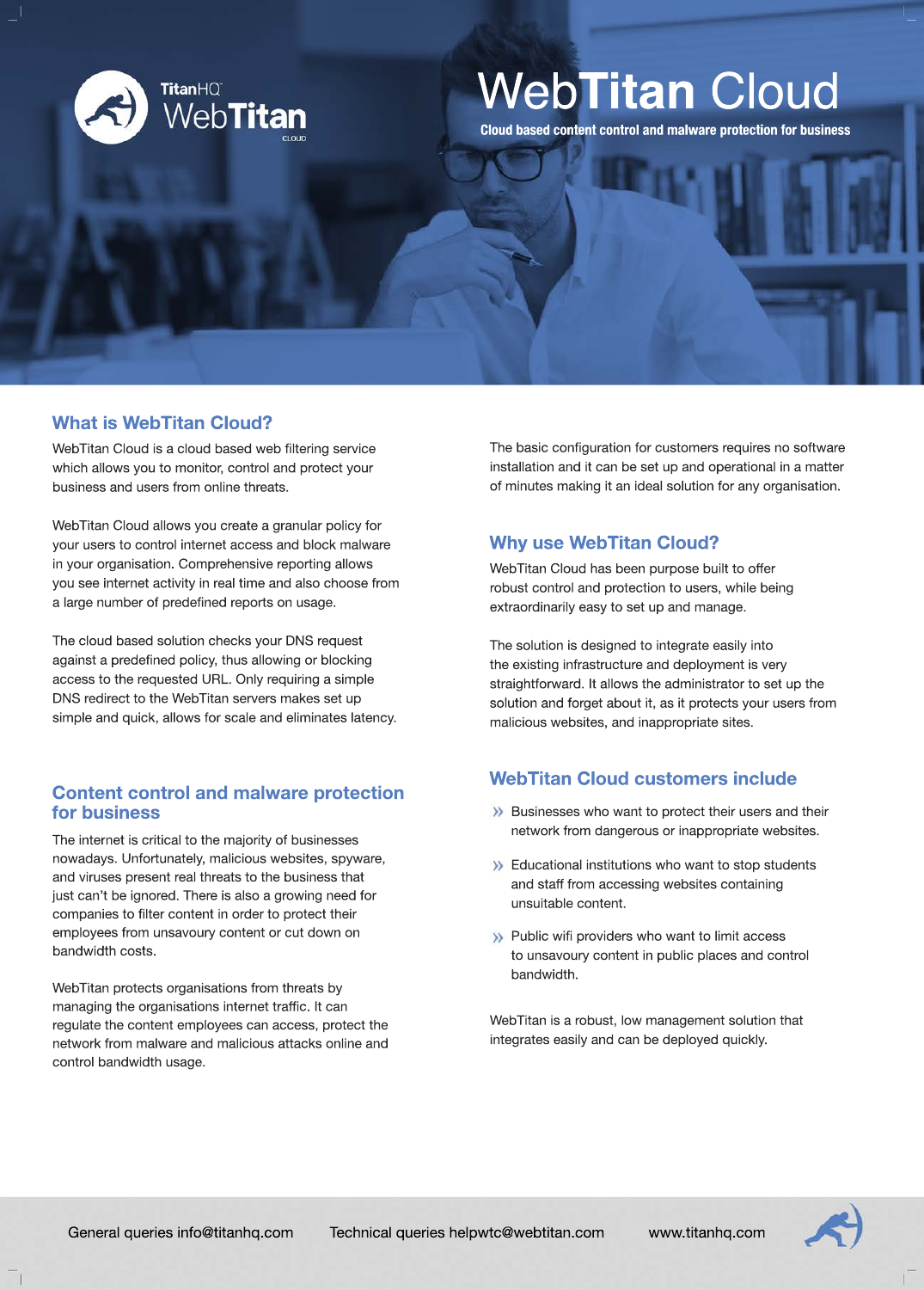TitanHQ WebTitan CLOUD

# WebTitan Cloud

**Cloud based content control and malware protection for business**

## What is WebTitan Cloud?

WebTitan Cloud is a cloud based web filtering service which allows you to monitor, control and protect your business and users from online threats.

WebTitan Cloud allows you create a granular policy for your users to control internet access and block malware in your organisation. Comprehensive reporting allows you see internet activity in real time and also choose from a large number of predefined reports on usage.

The cloud based solution checks your DNS request against a predefined policy, thus allowing or blocking access to the requested URL. Only requiring a simple DNS redirect to the WebTitan servers makes set up simple and quick, allows for scale and eliminates latency.

## Content control and malware protection for business

The internet is critical to the majority of businesses nowadays. Unfortunately, malicious websites, spyware, and viruses present real threats to the business that just can't be ignored. There is also a growing need for companies to filter content in order to protect their employees from unsavoury content or cut down on bandwidth costs.

WebTitan protects organisations from threats by managing the organisations internet traffic. It can regulate the content employees can access, protect the network from malware and malicious attacks online and control bandwidth usage.

The basic configuration for customers requires no software installation and it can be set up and operational in a matter of minutes making it an ideal solution for any organisation.

## Why use WebTitan Cloud?

WebTitan Cloud has been purpose built to offer robust control and protection to users, while being extraordinarily easy to set up and manage.

The solution is designed to integrate easily into the existing infrastructure and deployment is very straightforward. It allows the administrator to set up the solution and forget about it, as it protects your users from malicious websites, and inappropriate sites.

## WebTitan Cloud customers include

- Businesses who want to protect their users and their network from dangerous or inappropriate websites.
- Educational institutions who want to stop students and staff from accessing websites containing unsuitable content.
- Public wifi providers who want to limit access to unsavoury content in public places and control bandwidth.

WebTitan is a robust, low management solution that integrates easily and can be deployed quickly.

General queries info@titanhq.com Technical queries helpwtc@webtitan.com www.titanhq.com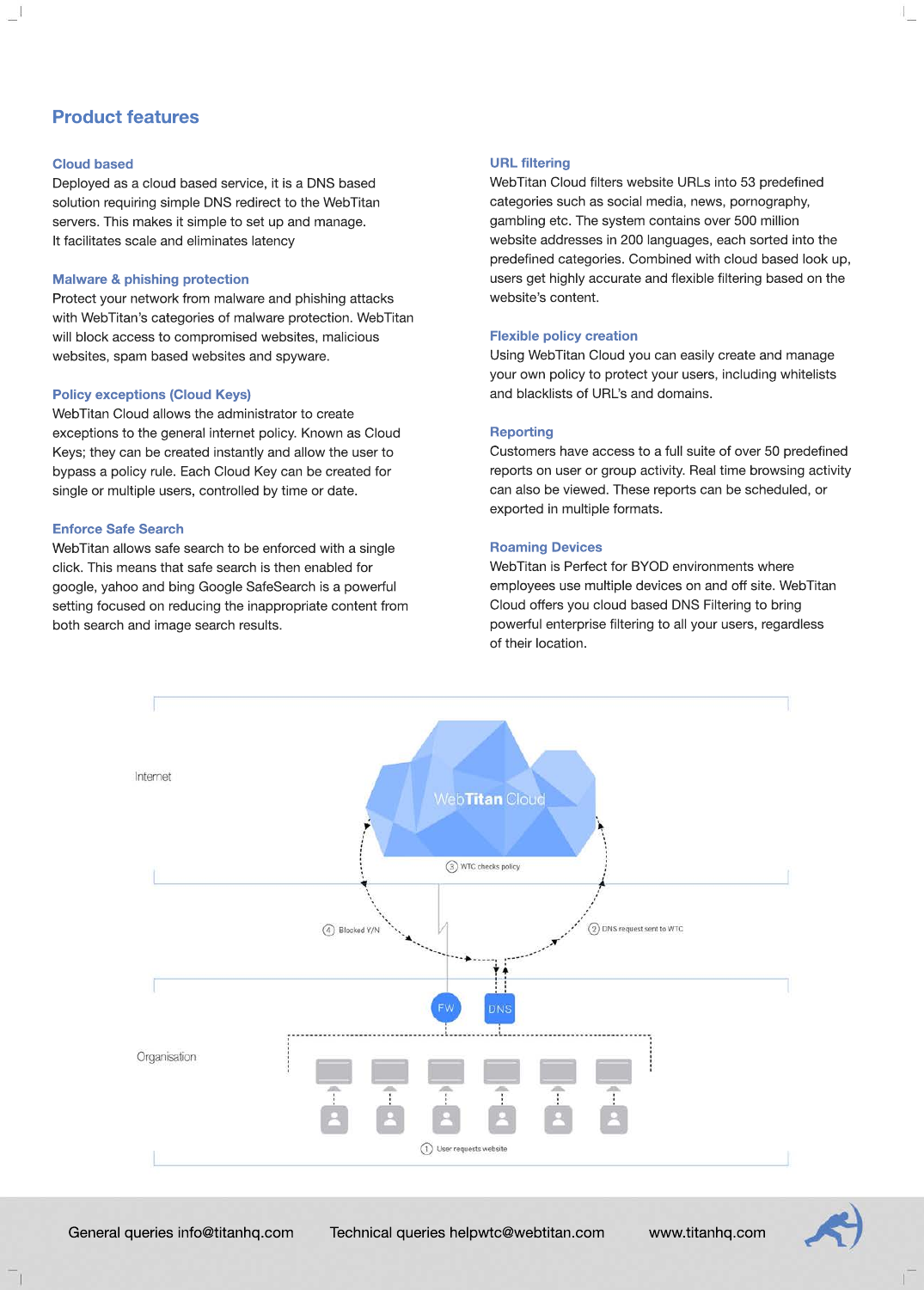## Product features

### Cloud based

Deployed as a cloud based service, it is a DNS based solution requiring simple DNS redirect to the WebTitan servers. This makes it simple to set up and manage. It facilitates scale and eliminates latency

### Malware & phishing protection

Protect your network from malware and phishing attacks with WebTitan's categories of malware protection. WebTitan will block access to compromised websites, malicious websites, spam based websites and spyware.

### Policy exceptions (Cloud Keys)

WebTitan Cloud allows the administrator to create exceptions to the general internet policy. Known as Cloud Keys; they can be created instantly and allow the user to bypass a policy rule. Each Cloud Key can be created for single or multiple users, controlled by time or date.

### Enforce Safe Search

WebTitan allows safe search to be enforced with a single click. This means that safe search is then enabled for google, yahoo and bing Google SafeSearch is a powerful setting focused on reducing the inappropriate content from both search and image search results.

### URL filtering

WebTitan Cloud filters website URLs into 53 predefined categories such as social media, news, pornography, gambling etc. The system contains over 500 million website addresses in 200 languages, each sorted into the predefined categories. Combined with cloud based look up, users get highly accurate and flexible filtering based on the website's content.

### Flexible policy creation

Using WebTitan Cloud you can easily create and manage your own policy to protect your users, including whitelists and blacklists of URL's and domains.

### Reporting

Customers have access to a full suite of over 50 predefined reports on user or group activity. Real time browsing activity can also be viewed. These reports can be scheduled, or exported in multiple formats.

### Roaming Devices

WebTitan is Perfect for BYOD environments where employees use multiple devices on and off site. WebTitan Cloud offers you cloud based DNS Filtering to bring powerful enterprise filtering to all your users, regardless of their location.

Internet

WebTitan Cloud

3 WTC checks policy

4 Blocked Y/N

2 DNS request sent to WTC

FW

DNS

Organisation

1 User requests website

General queries info@titanhq.com    Technical queries helpwtc@webtitan.com    www.titanhq.com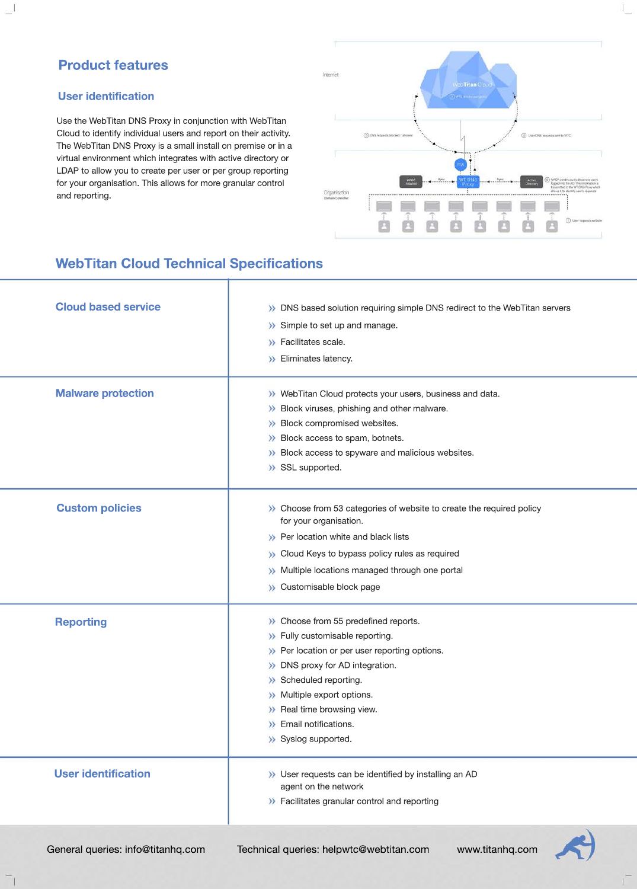## Product features

### User identification

Use the WebTitan DNS Proxy in conjunction with WebTitan Cloud to identify individual users and report on their activity. The WebTitan DNS Proxy is a small install on premise or in a virtual environment which integrates with active directory or LDAP to allow you to create per user or per group reporting for your organisation. This allows for more granular control and reporting.

## WebTitan Cloud Technical Specifications

| | |
|---|---|
| **Cloud based service** | » DNS based solution requiring simple DNS redirect to the WebTitan servers<br>» Simple to set up and manage.<br>» Facilitates scale.<br>» Eliminates latency. |
| **Malware protection** | » WebTitan Cloud protects your users, business and data.<br>» Block viruses, phishing and other malware.<br>» Block compromised websites.<br>» Block access to spam, botnets.<br>» Block access to spyware and malicious websites.<br>» SSL supported. |
| **Custom policies** | » Choose from 53 categories of website to create the required policy for your organisation.<br>» Per location white and black lists<br>» Cloud Keys to bypass policy rules as required<br>» Multiple locations managed through one portal<br>» Customisable block page |
| **Reporting** | » Choose from 55 predefined reports.<br>» Fully customisable reporting.<br>» Per location or per user reporting options.<br>» DNS proxy for AD integration.<br>» Scheduled reporting.<br>» Multiple export options.<br>» Real time browsing view.<br>» Email notifications.<br>» Syslog supported. |
| **User identification** | » User requests can be identified by installing an AD agent on the network<br>» Facilitates granular control and reporting |

General queries: info@titanhq.com Technical queries: helpwtc@webtitan.com www.titanhq.com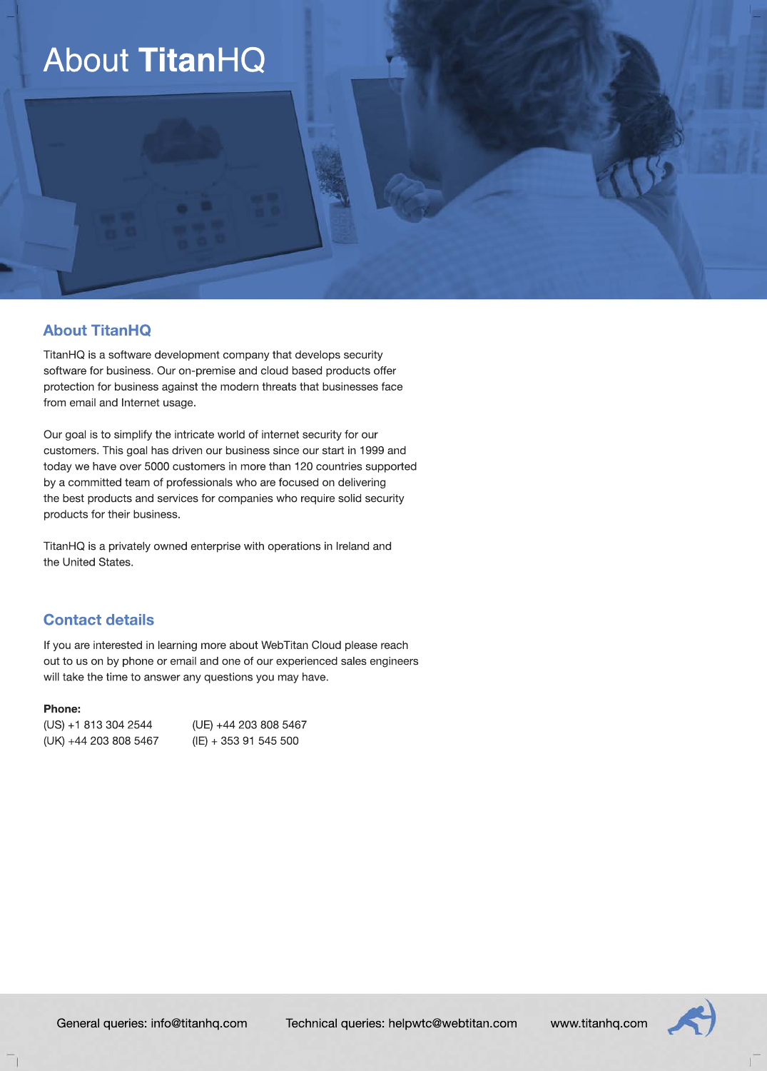# About **Titan**HQ

## About TitanHQ

TitanHQ is a software development company that develops security software for business. Our on-premise and cloud based products offer protection for business against the modern threats that businesses face from email and Internet usage.

Our goal is to simplify the intricate world of internet security for our customers. This goal has driven our business since our start in 1999 and today we have over 5000 customers in more than 120 countries supported by a committed team of professionals who are focused on delivering the best products and services for companies who require solid security products for their business.

TitanHQ is a privately owned enterprise with operations in Ireland and the United States.

## Contact details

If you are interested in learning more about WebTitan Cloud please reach out to us on by phone or email and one of our experienced sales engineers will take the time to answer any questions you may have.

**Phone:**

(US) +1 813 304 2544
(UK) +44 203 808 5467
(UE) +44 203 808 5467
(IE) + 353 91 545 500

General queries: info@titanhq.com

Technical queries: helpwtc@webtitan.com

www.titanhq.com